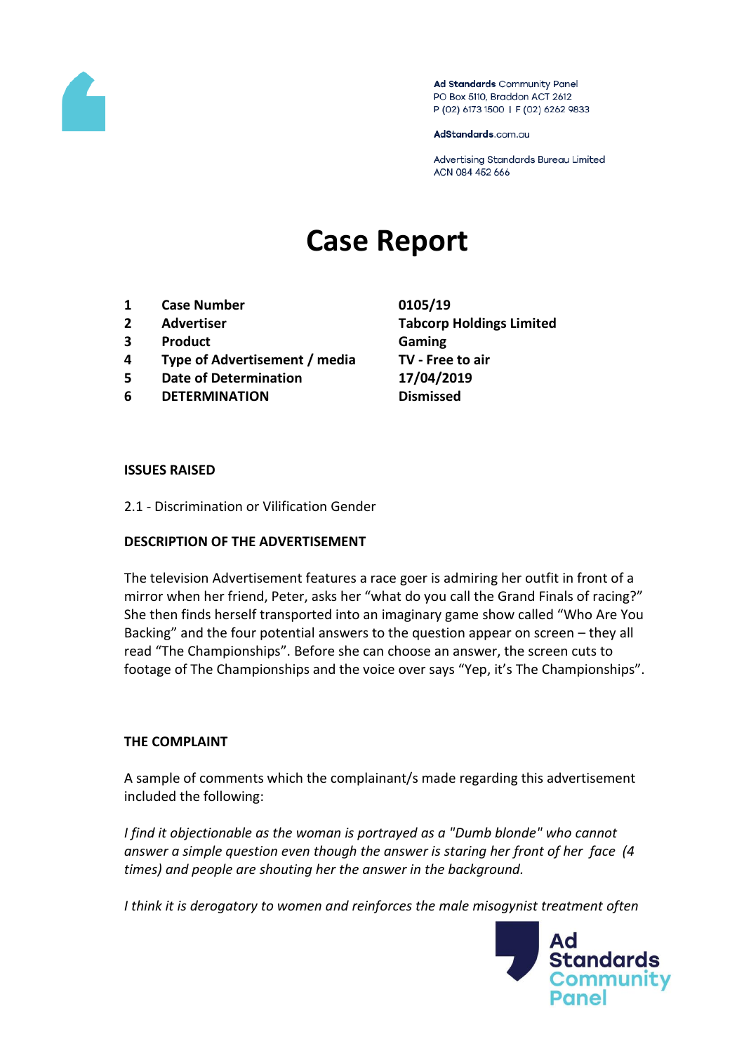Ad Standards Community Panel
PO Box 5110, Braddon ACT 2612
P (02) 6173 1500 | F (02) 6262 9833

AdStandards.com.au

Advertising Standards Bureau Limited
ACN 084 452 666

# Case Report

| | | |
|---|---|---|
| 1 | **Case Number** | **0105/19** |
| 2 | **Advertiser** | **Tabcorp Holdings Limited** |
| 3 | **Product** | **Gaming** |
| 4 | **Type of Advertisement / media** | **TV - Free to air** |
| 5 | **Date of Determination** | **17/04/2019** |
| 6 | **DETERMINATION** | **Dismissed** |

**ISSUES RAISED**

2.1 - Discrimination or Vilification Gender

**DESCRIPTION OF THE ADVERTISEMENT**

The television Advertisement features a race goer is admiring her outfit in front of a mirror when her friend, Peter, asks her "what do you call the Grand Finals of racing?" She then finds herself transported into an imaginary game show called "Who Are You Backing" and the four potential answers to the question appear on screen – they all read "The Championships". Before she can choose an answer, the screen cuts to footage of The Championships and the voice over says "Yep, it's The Championships".

**THE COMPLAINT**

A sample of comments which the complainant/s made regarding this advertisement included the following:

*I find it objectionable as the woman is portrayed as a "Dumb blonde" who cannot answer a simple question even though the answer is staring her front of her face (4 times) and people are shouting her the answer in the background.*

*I think it is derogatory to women and reinforces the male misogynist treatment often*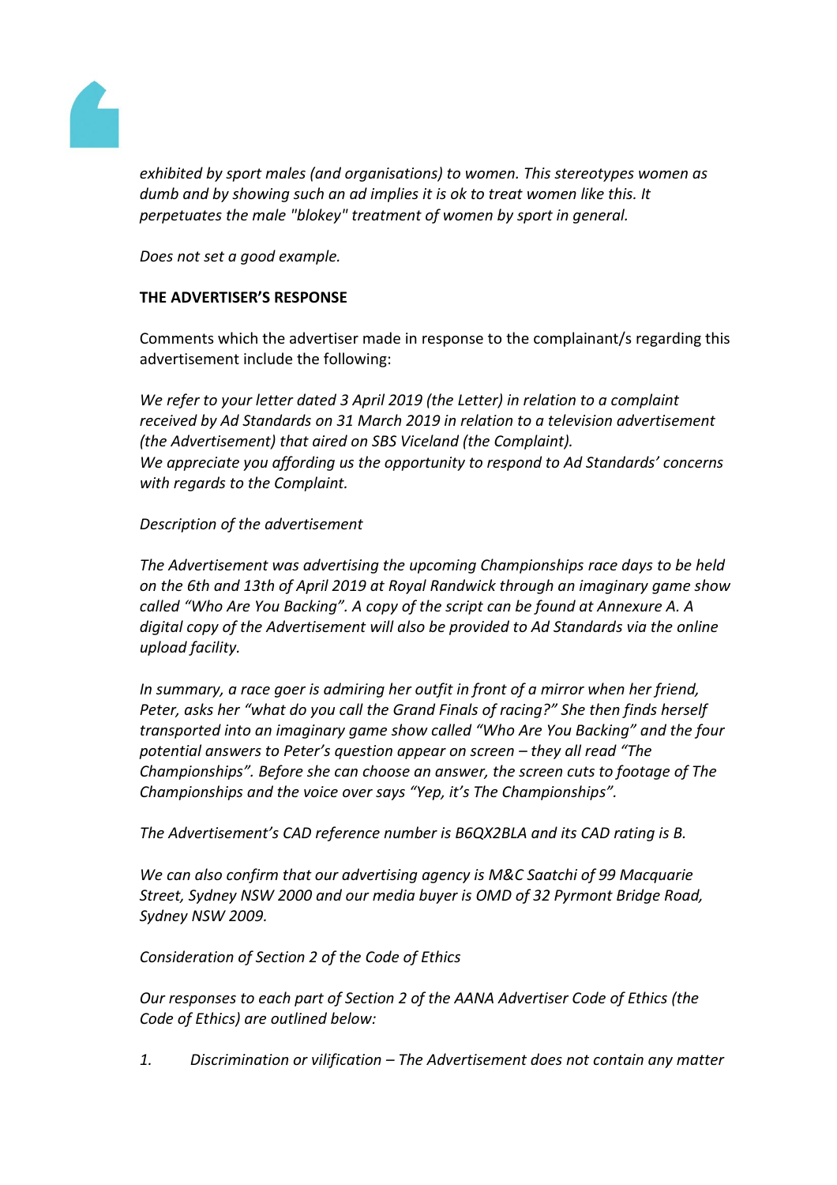*exhibited by sport males (and organisations) to women. This stereotypes women as dumb and by showing such an ad implies it is ok to treat women like this. It perpetuates the male "blokey" treatment of women by sport in general.*

*Does not set a good example.*

**THE ADVERTISER'S RESPONSE**

Comments which the advertiser made in response to the complainant/s regarding this advertisement include the following:

*We refer to your letter dated 3 April 2019 (the Letter) in relation to a complaint received by Ad Standards on 31 March 2019 in relation to a television advertisement (the Advertisement) that aired on SBS Viceland (the Complaint).*
*We appreciate you affording us the opportunity to respond to Ad Standards' concerns with regards to the Complaint.*

*Description of the advertisement*

*The Advertisement was advertising the upcoming Championships race days to be held on the 6th and 13th of April 2019 at Royal Randwick through an imaginary game show called "Who Are You Backing". A copy of the script can be found at Annexure A. A digital copy of the Advertisement will also be provided to Ad Standards via the online upload facility.*

*In summary, a race goer is admiring her outfit in front of a mirror when her friend, Peter, asks her "what do you call the Grand Finals of racing?" She then finds herself transported into an imaginary game show called "Who Are You Backing" and the four potential answers to Peter's question appear on screen – they all read "The Championships". Before she can choose an answer, the screen cuts to footage of The Championships and the voice over says "Yep, it's The Championships".*

*The Advertisement's CAD reference number is B6QX2BLA and its CAD rating is B.*

*We can also confirm that our advertising agency is M&C Saatchi of 99 Macquarie Street, Sydney NSW 2000 and our media buyer is OMD of 32 Pyrmont Bridge Road, Sydney NSW 2009.*

*Consideration of Section 2 of the Code of Ethics*

*Our responses to each part of Section 2 of the AANA Advertiser Code of Ethics (the Code of Ethics) are outlined below:*

1. *Discrimination or vilification – The Advertisement does not contain any matter*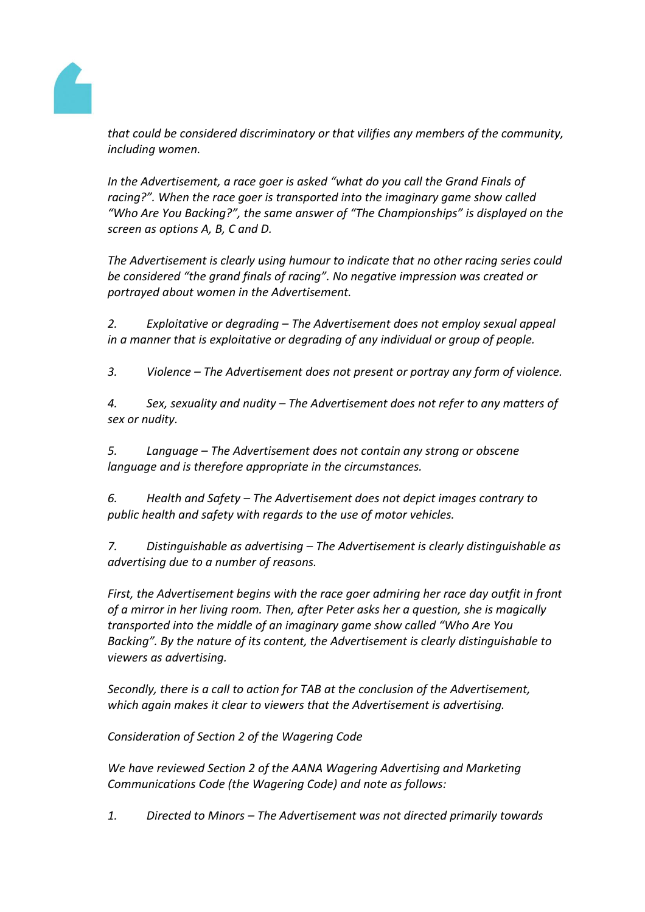*that could be considered discriminatory or that vilifies any members of the community, including women.*

*In the Advertisement, a race goer is asked "what do you call the Grand Finals of racing?". When the race goer is transported into the imaginary game show called "Who Are You Backing?", the same answer of "The Championships" is displayed on the screen as options A, B, C and D.*

*The Advertisement is clearly using humour to indicate that no other racing series could be considered "the grand finals of racing". No negative impression was created or portrayed about women in the Advertisement.*

*2. Exploitative or degrading – The Advertisement does not employ sexual appeal in a manner that is exploitative or degrading of any individual or group of people.*

*3. Violence – The Advertisement does not present or portray any form of violence.*

*4. Sex, sexuality and nudity – The Advertisement does not refer to any matters of sex or nudity.*

*5. Language – The Advertisement does not contain any strong or obscene language and is therefore appropriate in the circumstances.*

*6. Health and Safety – The Advertisement does not depict images contrary to public health and safety with regards to the use of motor vehicles.*

*7. Distinguishable as advertising – The Advertisement is clearly distinguishable as advertising due to a number of reasons.*

*First, the Advertisement begins with the race goer admiring her race day outfit in front of a mirror in her living room. Then, after Peter asks her a question, she is magically transported into the middle of an imaginary game show called "Who Are You Backing". By the nature of its content, the Advertisement is clearly distinguishable to viewers as advertising.*

*Secondly, there is a call to action for TAB at the conclusion of the Advertisement, which again makes it clear to viewers that the Advertisement is advertising.*

*Consideration of Section 2 of the Wagering Code*

*We have reviewed Section 2 of the AANA Wagering Advertising and Marketing Communications Code (the Wagering Code) and note as follows:*

*1. Directed to Minors – The Advertisement was not directed primarily towards*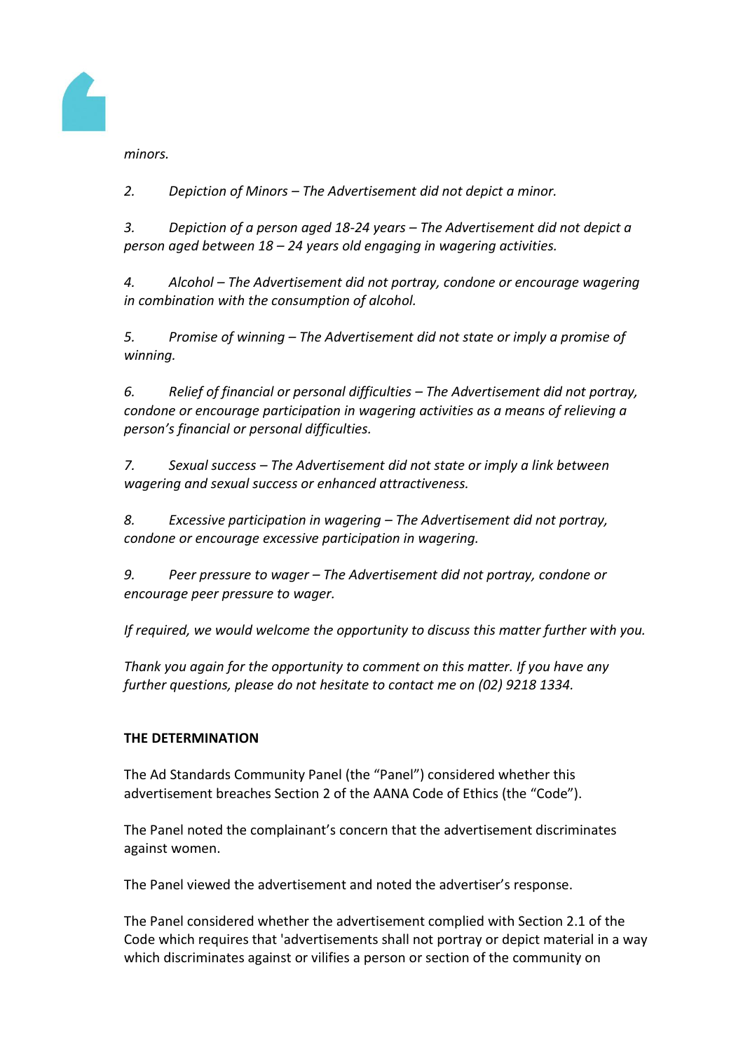*minors.*

*2. Depiction of Minors – The Advertisement did not depict a minor.*

*3. Depiction of a person aged 18-24 years – The Advertisement did not depict a person aged between 18 – 24 years old engaging in wagering activities.*

*4. Alcohol – The Advertisement did not portray, condone or encourage wagering in combination with the consumption of alcohol.*

*5. Promise of winning – The Advertisement did not state or imply a promise of winning.*

*6. Relief of financial or personal difficulties – The Advertisement did not portray, condone or encourage participation in wagering activities as a means of relieving a person's financial or personal difficulties.*

*7. Sexual success – The Advertisement did not state or imply a link between wagering and sexual success or enhanced attractiveness.*

*8. Excessive participation in wagering – The Advertisement did not portray, condone or encourage excessive participation in wagering.*

*9. Peer pressure to wager – The Advertisement did not portray, condone or encourage peer pressure to wager.*

*If required, we would welcome the opportunity to discuss this matter further with you.*

*Thank you again for the opportunity to comment on this matter. If you have any further questions, please do not hesitate to contact me on (02) 9218 1334.*

**THE DETERMINATION**

The Ad Standards Community Panel (the "Panel") considered whether this advertisement breaches Section 2 of the AANA Code of Ethics (the "Code").

The Panel noted the complainant's concern that the advertisement discriminates against women.

The Panel viewed the advertisement and noted the advertiser's response.

The Panel considered whether the advertisement complied with Section 2.1 of the Code which requires that 'advertisements shall not portray or depict material in a way which discriminates against or vilifies a person or section of the community on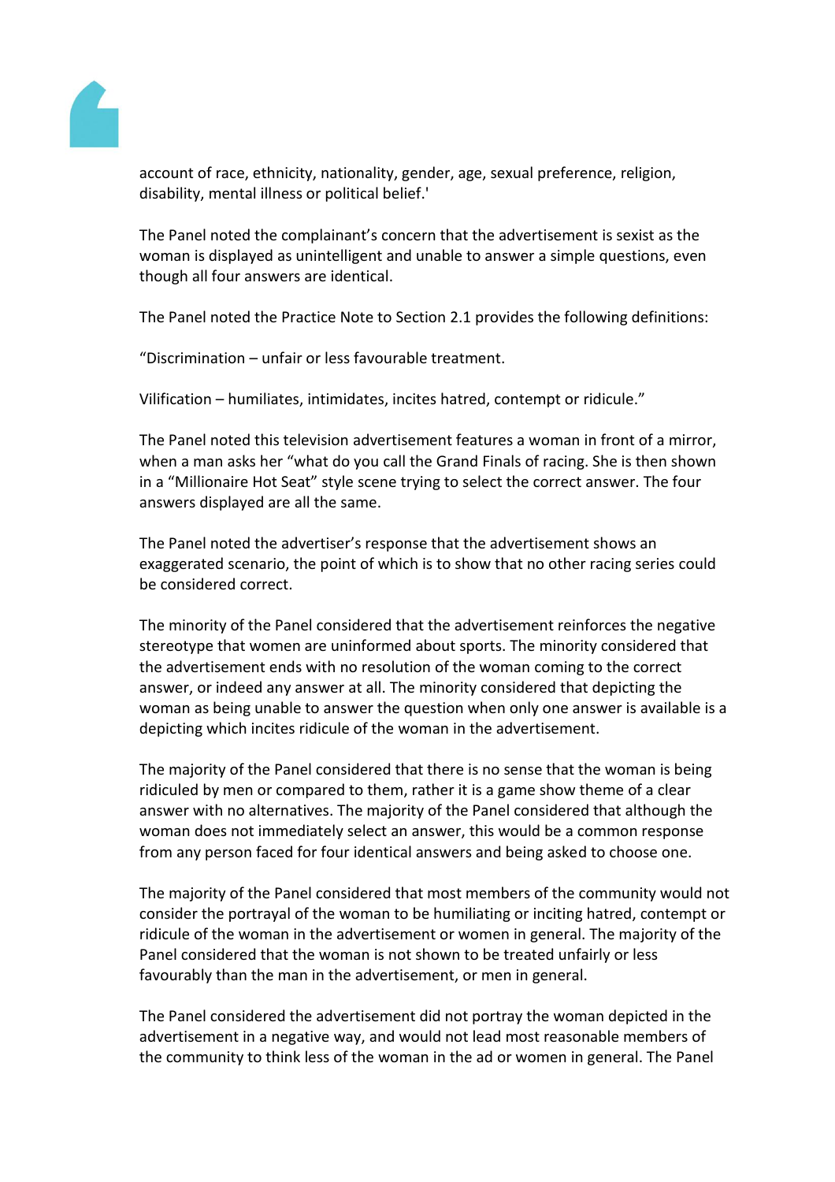account of race, ethnicity, nationality, gender, age, sexual preference, religion, disability, mental illness or political belief.'

The Panel noted the complainant's concern that the advertisement is sexist as the woman is displayed as unintelligent and unable to answer a simple questions, even though all four answers are identical.

The Panel noted the Practice Note to Section 2.1 provides the following definitions:

"Discrimination – unfair or less favourable treatment.

Vilification – humiliates, intimidates, incites hatred, contempt or ridicule."

The Panel noted this television advertisement features a woman in front of a mirror, when a man asks her "what do you call the Grand Finals of racing. She is then shown in a "Millionaire Hot Seat" style scene trying to select the correct answer. The four answers displayed are all the same.

The Panel noted the advertiser's response that the advertisement shows an exaggerated scenario, the point of which is to show that no other racing series could be considered correct.

The minority of the Panel considered that the advertisement reinforces the negative stereotype that women are uninformed about sports. The minority considered that the advertisement ends with no resolution of the woman coming to the correct answer, or indeed any answer at all. The minority considered that depicting the woman as being unable to answer the question when only one answer is available is a depicting which incites ridicule of the woman in the advertisement.

The majority of the Panel considered that there is no sense that the woman is being ridiculed by men or compared to them, rather it is a game show theme of a clear answer with no alternatives. The majority of the Panel considered that although the woman does not immediately select an answer, this would be a common response from any person faced for four identical answers and being asked to choose one.

The majority of the Panel considered that most members of the community would not consider the portrayal of the woman to be humiliating or inciting hatred, contempt or ridicule of the woman in the advertisement or women in general. The majority of the Panel considered that the woman is not shown to be treated unfairly or less favourably than the man in the advertisement, or men in general.

The Panel considered the advertisement did not portray the woman depicted in the advertisement in a negative way, and would not lead most reasonable members of the community to think less of the woman in the ad or women in general. The Panel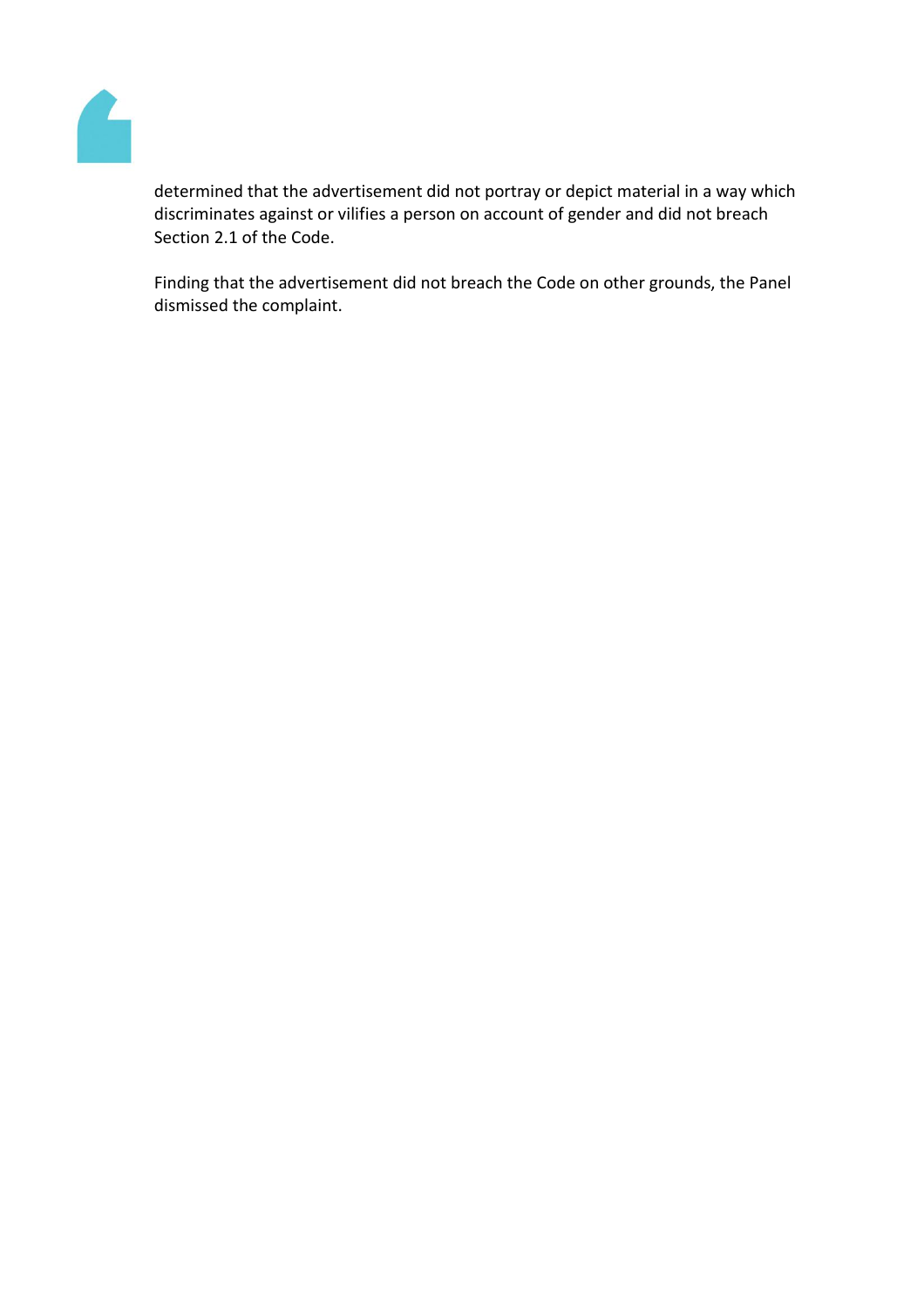determined that the advertisement did not portray or depict material in a way which discriminates against or vilifies a person on account of gender and did not breach Section 2.1 of the Code.

Finding that the advertisement did not breach the Code on other grounds, the Panel dismissed the complaint.